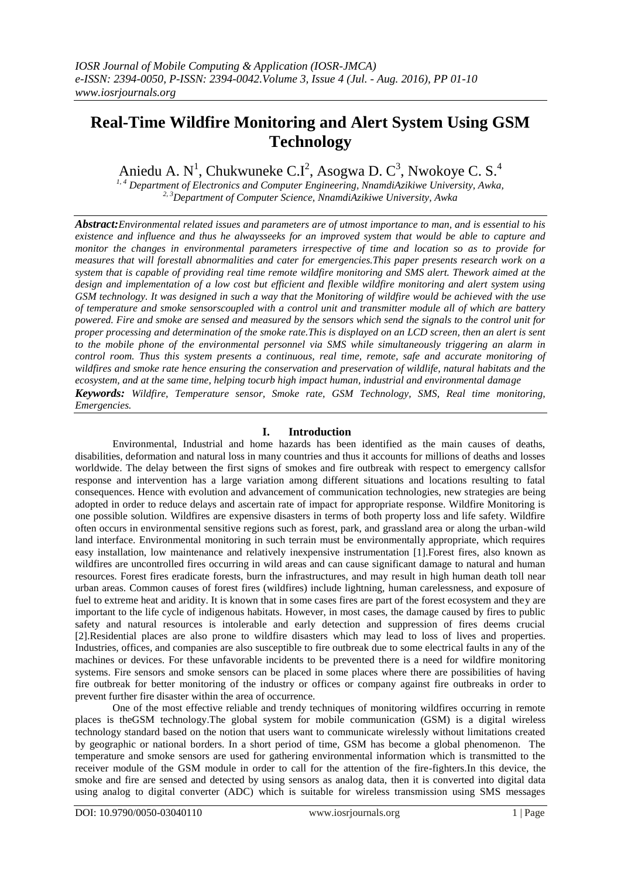# Real-Time Wildfire Monitoring and Alert System Using GSM Technology

Aniedu A. N[1], Chukwuneke C.I[2], Asogwa D. C[3], Nwokoye C. S.[4]

[1, 4] Department of Electronics and Computer Engineering, NnamdiAzikiwe University, Awka,
[2, 3] Department of Computer Science, NnamdiAzikiwe University, Awka

***Abstract:*** *Environmental related issues and parameters are of utmost importance to man, and is essential to his existence and influence and thus he alwaysseeks for an improved system that would be able to capture and monitor the changes in environmental parameters irrespective of time and location so as to provide for measures that will forestall abnormalities and cater for emergencies.This paper presents research work on a system that is capable of providing real time remote wildfire monitoring and SMS alert. Thework aimed at the design and implementation of a low cost but efficient and flexible wildfire monitoring and alert system using GSM technology. It was designed in such a way that the Monitoring of wildfire would be achieved with the use of temperature and smoke sensorscoupled with a control unit and transmitter module all of which are battery powered. Fire and smoke are sensed and measured by the sensors which send the signals to the control unit for proper processing and determination of the smoke rate.This is displayed on an LCD screen, then an alert is sent to the mobile phone of the environmental personnel via SMS while simultaneously triggering an alarm in control room. Thus this system presents a continuous, real time, remote, safe and accurate monitoring of wildfires and smoke rate hence ensuring the conservation and preservation of wildlife, natural habitats and the ecosystem, and at the same time, helping tocurb high impact human, industrial and environmental damage*

***Keywords:*** *Wildfire, Temperature sensor, Smoke rate, GSM Technology, SMS, Real time monitoring, Emergencies.*

## I. Introduction

Environmental, Industrial and home hazards has been identified as the main causes of deaths, disabilities, deformation and natural loss in many countries and thus it accounts for millions of deaths and losses worldwide. The delay between the first signs of smokes and fire outbreak with respect to emergency callsfor response and intervention has a large variation among different situations and locations resulting to fatal consequences. Hence with evolution and advancement of communication technologies, new strategies are being adopted in order to reduce delays and ascertain rate of impact for appropriate response. Wildfire Monitoring is one possible solution. Wildfires are expensive disasters in terms of both property loss and life safety. Wildfire often occurs in environmental sensitive regions such as forest, park, and grassland area or along the urban-wild land interface. Environmental monitoring in such terrain must be environmentally appropriate, which requires easy installation, low maintenance and relatively inexpensive instrumentation [1].Forest fires, also known as wildfires are uncontrolled fires occurring in wild areas and can cause significant damage to natural and human resources. Forest fires eradicate forests, burn the infrastructures, and may result in high human death toll near urban areas. Common causes of forest fires (wildfires) include lightning, human carelessness, and exposure of fuel to extreme heat and aridity. It is known that in some cases fires are part of the forest ecosystem and they are important to the life cycle of indigenous habitats. However, in most cases, the damage caused by fires to public safety and natural resources is intolerable and early detection and suppression of fires deems crucial [2].Residential places are also prone to wildfire disasters which may lead to loss of lives and properties. Industries, offices, and companies are also susceptible to fire outbreak due to some electrical faults in any of the machines or devices. For these unfavorable incidents to be prevented there is a need for wildfire monitoring systems. Fire sensors and smoke sensors can be placed in some places where there are possibilities of having fire outbreak for better monitoring of the industry or offices or company against fire outbreaks in order to prevent further fire disaster within the area of occurrence.

One of the most effective reliable and trendy techniques of monitoring wildfires occurring in remote places is theGSM technology.The global system for mobile communication (GSM) is a digital wireless technology standard based on the notion that users want to communicate wirelessly without limitations created by geographic or national borders. In a short period of time, GSM has become a global phenomenon. The temperature and smoke sensors are used for gathering environmental information which is transmitted to the receiver module of the GSM module in order to call for the attention of the fire-fighters.In this device, the smoke and fire are sensed and detected by using sensors as analog data, then it is converted into digital data using analog to digital converter (ADC) which is suitable for wireless transmission using SMS messages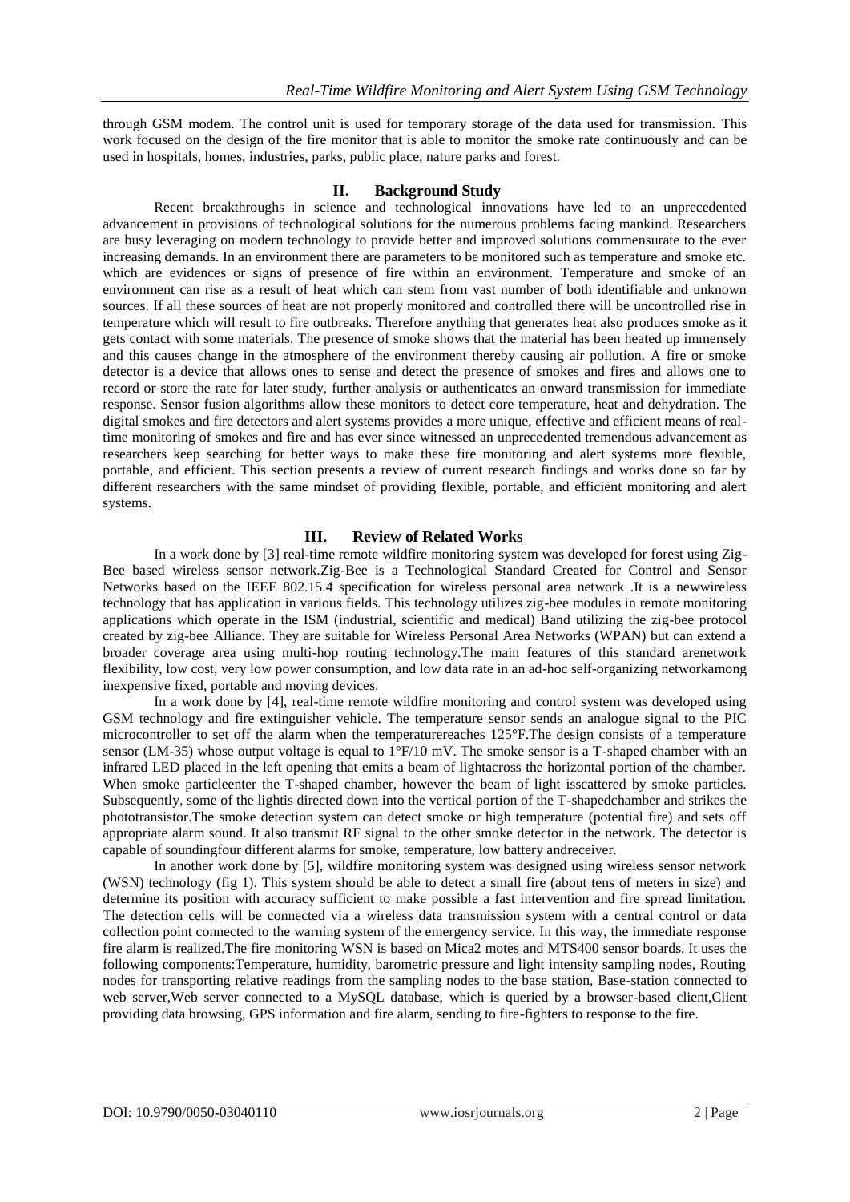through GSM modem. The control unit is used for temporary storage of the data used for transmission. This work focused on the design of the fire monitor that is able to monitor the smoke rate continuously and can be used in hospitals, homes, industries, parks, public place, nature parks and forest.

## II. Background Study

Recent breakthroughs in science and technological innovations have led to an unprecedented advancement in provisions of technological solutions for the numerous problems facing mankind. Researchers are busy leveraging on modern technology to provide better and improved solutions commensurate to the ever increasing demands. In an environment there are parameters to be monitored such as temperature and smoke etc. which are evidences or signs of presence of fire within an environment. Temperature and smoke of an environment can rise as a result of heat which can stem from vast number of both identifiable and unknown sources. If all these sources of heat are not properly monitored and controlled there will be uncontrolled rise in temperature which will result to fire outbreaks. Therefore anything that generates heat also produces smoke as it gets contact with some materials. The presence of smoke shows that the material has been heated up immensely and this causes change in the atmosphere of the environment thereby causing air pollution. A fire or smoke detector is a device that allows ones to sense and detect the presence of smokes and fires and allows one to record or store the rate for later study, further analysis or authenticates an onward transmission for immediate response. Sensor fusion algorithms allow these monitors to detect core temperature, heat and dehydration. The digital smokes and fire detectors and alert systems provides a more unique, effective and efficient means of real-time monitoring of smokes and fire and has ever since witnessed an unprecedented tremendous advancement as researchers keep searching for better ways to make these fire monitoring and alert systems more flexible, portable, and efficient. This section presents a review of current research findings and works done so far by different researchers with the same mindset of providing flexible, portable, and efficient monitoring and alert systems.

## III. Review of Related Works

In a work done by [3] real-time remote wildfire monitoring system was developed for forest using Zig-Bee based wireless sensor network.Zig-Bee is a Technological Standard Created for Control and Sensor Networks based on the IEEE 802.15.4 specification for wireless personal area network .It is a newwireless technology that has application in various fields. This technology utilizes zig-bee modules in remote monitoring applications which operate in the ISM (industrial, scientific and medical) Band utilizing the zig-bee protocol created by zig-bee Alliance. They are suitable for Wireless Personal Area Networks (WPAN) but can extend a broader coverage area using multi-hop routing technology.The main features of this standard arenetwork flexibility, low cost, very low power consumption, and low data rate in an ad-hoc self-organizing networkamong inexpensive fixed, portable and moving devices.

In a work done by [4], real-time remote wildfire monitoring and control system was developed using GSM technology and fire extinguisher vehicle. The temperature sensor sends an analogue signal to the PIC microcontroller to set off the alarm when the temperaturereaches 125°F.The design consists of a temperature sensor (LM-35) whose output voltage is equal to 1°F/10 mV. The smoke sensor is a T-shaped chamber with an infrared LED placed in the left opening that emits a beam of lightacross the horizontal portion of the chamber. When smoke particleenter the T-shaped chamber, however the beam of light isscattered by smoke particles. Subsequently, some of the lightis directed down into the vertical portion of the T-shapedchamber and strikes the phototransistor.The smoke detection system can detect smoke or high temperature (potential fire) and sets off appropriate alarm sound. It also transmit RF signal to the other smoke detector in the network. The detector is capable of soundingfour different alarms for smoke, temperature, low battery andreceiver.

In another work done by [5], wildfire monitoring system was designed using wireless sensor network (WSN) technology (fig 1). This system should be able to detect a small fire (about tens of meters in size) and determine its position with accuracy sufficient to make possible a fast intervention and fire spread limitation. The detection cells will be connected via a wireless data transmission system with a central control or data collection point connected to the warning system of the emergency service. In this way, the immediate response fire alarm is realized.The fire monitoring WSN is based on Mica2 motes and MTS400 sensor boards. It uses the following components:Temperature, humidity, barometric pressure and light intensity sampling nodes, Routing nodes for transporting relative readings from the sampling nodes to the base station, Base-station connected to web server,Web server connected to a MySQL database, which is queried by a browser-based client,Client providing data browsing, GPS information and fire alarm, sending to fire-fighters to response to the fire.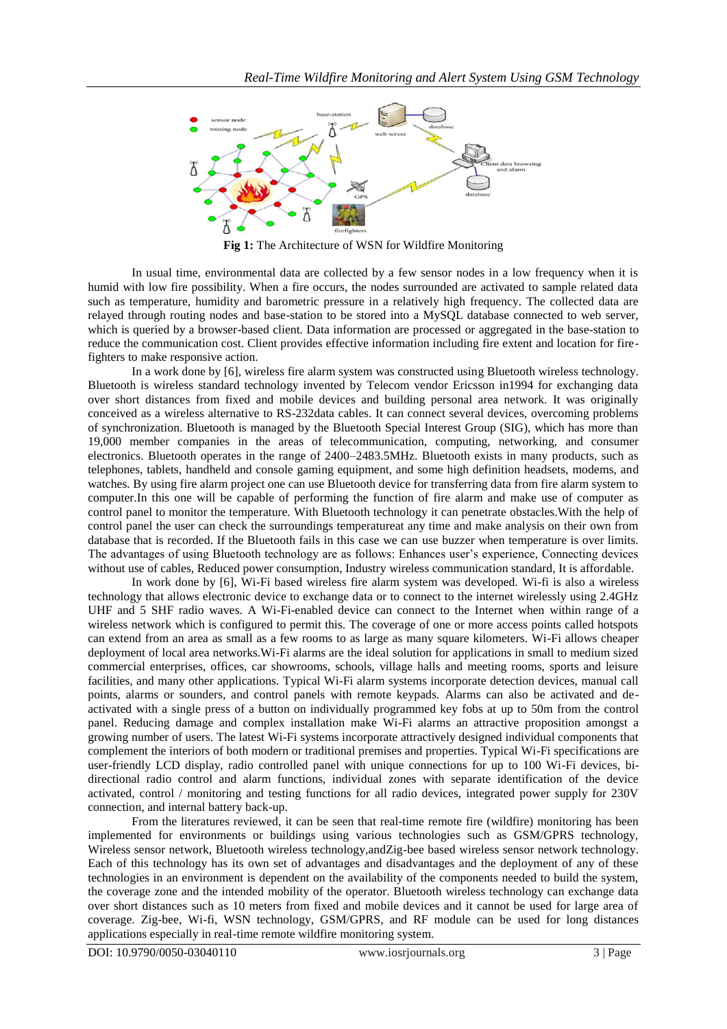**Fig 1:** The Architecture of WSN for Wildfire Monitoring

In usual time, environmental data are collected by a few sensor nodes in a low frequency when it is humid with low fire possibility. When a fire occurs, the nodes surrounded are activated to sample related data such as temperature, humidity and barometric pressure in a relatively high frequency. The collected data are relayed through routing nodes and base-station to be stored into a MySQL database connected to web server, which is queried by a browser-based client. Data information are processed or aggregated in the base-station to reduce the communication cost. Client provides effective information including fire extent and location for fire-fighters to make responsive action.

In a work done by [6], wireless fire alarm system was constructed using Bluetooth wireless technology. Bluetooth is wireless standard technology invented by Telecom vendor Ericsson in1994 for exchanging data over short distances from fixed and mobile devices and building personal area network. It was originally conceived as a wireless alternative to RS-232data cables. It can connect several devices, overcoming problems of synchronization. Bluetooth is managed by the Bluetooth Special Interest Group (SIG), which has more than 19,000 member companies in the areas of telecommunication, computing, networking, and consumer electronics. Bluetooth operates in the range of 2400–2483.5MHz. Bluetooth exists in many products, such as telephones, tablets, handheld and console gaming equipment, and some high definition headsets, modems, and watches. By using fire alarm project one can use Bluetooth device for transferring data from fire alarm system to computer.In this one will be capable of performing the function of fire alarm and make use of computer as control panel to monitor the temperature. With Bluetooth technology it can penetrate obstacles.With the help of control panel the user can check the surroundings temperatureat any time and make analysis on their own from database that is recorded. If the Bluetooth fails in this case we can use buzzer when temperature is over limits. The advantages of using Bluetooth technology are as follows: Enhances user's experience, Connecting devices without use of cables, Reduced power consumption, Industry wireless communication standard, It is affordable.

In work done by [6], Wi-Fi based wireless fire alarm system was developed. Wi-fi is also a wireless technology that allows electronic device to exchange data or to connect to the internet wirelessly using 2.4GHz UHF and 5 SHF radio waves. A Wi-Fi-enabled device can connect to the Internet when within range of a wireless network which is configured to permit this. The coverage of one or more access points called hotspots can extend from an area as small as a few rooms to as large as many square kilometers. Wi-Fi allows cheaper deployment of local area networks.Wi-Fi alarms are the ideal solution for applications in small to medium sized commercial enterprises, offices, car showrooms, schools, village halls and meeting rooms, sports and leisure facilities, and many other applications. Typical Wi-Fi alarm systems incorporate detection devices, manual call points, alarms or sounders, and control panels with remote keypads. Alarms can also be activated and de-activated with a single press of a button on individually programmed key fobs at up to 50m from the control panel. Reducing damage and complex installation make Wi-Fi alarms an attractive proposition amongst a growing number of users. The latest Wi-Fi systems incorporate attractively designed individual components that complement the interiors of both modern or traditional premises and properties. Typical Wi-Fi specifications are user-friendly LCD display, radio controlled panel with unique connections for up to 100 Wi-Fi devices, bi-directional radio control and alarm functions, individual zones with separate identification of the device activated, control / monitoring and testing functions for all radio devices, integrated power supply for 230V connection, and internal battery back-up.

From the literatures reviewed, it can be seen that real-time remote fire (wildfire) monitoring has been implemented for environments or buildings using various technologies such as GSM/GPRS technology, Wireless sensor network, Bluetooth wireless technology,andZig-bee based wireless sensor network technology. Each of this technology has its own set of advantages and disadvantages and the deployment of any of these technologies in an environment is dependent on the availability of the components needed to build the system, the coverage zone and the intended mobility of the operator. Bluetooth wireless technology can exchange data over short distances such as 10 meters from fixed and mobile devices and it cannot be used for large area of coverage. Zig-bee, Wi-fi, WSN technology, GSM/GPRS, and RF module can be used for long distances applications especially in real-time remote wildfire monitoring system.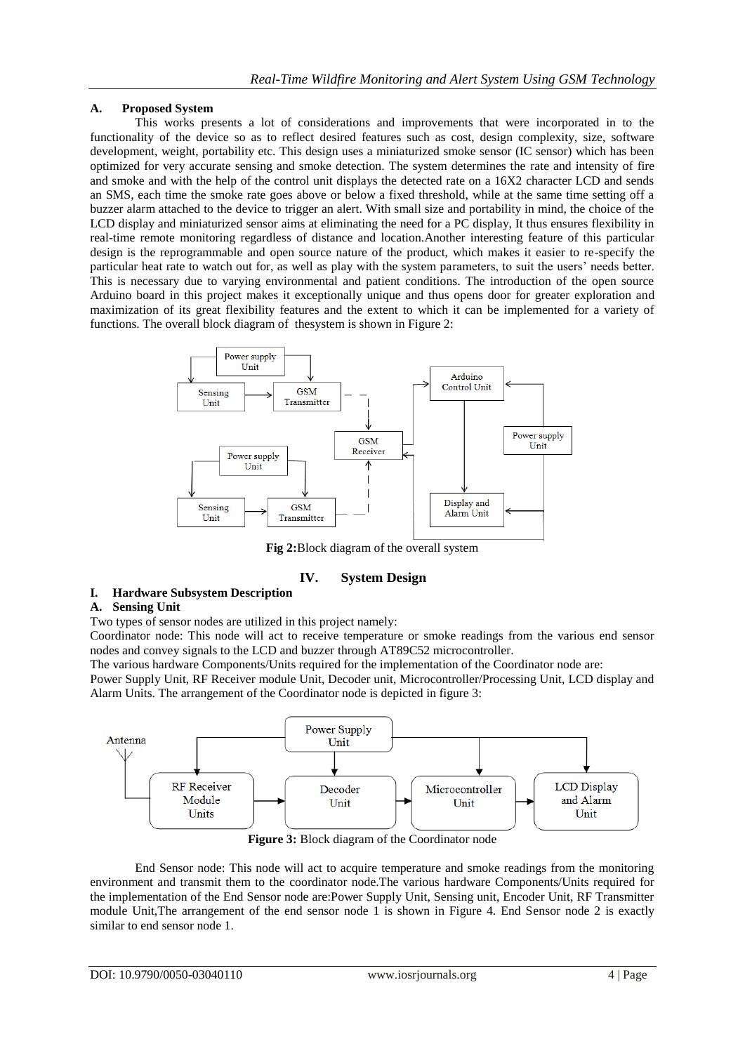### A. Proposed System

This works presents a lot of considerations and improvements that were incorporated in to the functionality of the device so as to reflect desired features such as cost, design complexity, size, software development, weight, portability etc. This design uses a miniaturized smoke sensor (IC sensor) which has been optimized for very accurate sensing and smoke detection. The system determines the rate and intensity of fire and smoke and with the help of the control unit displays the detected rate on a 16X2 character LCD and sends an SMS, each time the smoke rate goes above or below a fixed threshold, while at the same time setting off a buzzer alarm attached to the device to trigger an alert. With small size and portability in mind, the choice of the LCD display and miniaturized sensor aims at eliminating the need for a PC display, It thus ensures flexibility in real-time remote monitoring regardless of distance and location.Another interesting feature of this particular design is the reprogrammable and open source nature of the product, which makes it easier to re-specify the particular heat rate to watch out for, as well as play with the system parameters, to suit the users' needs better. This is necessary due to varying environmental and patient conditions. The introduction of the open source Arduino board in this project makes it exceptionally unique and thus opens door for greater exploration and maximization of its great flexibility features and the extent to which it can be implemented for a variety of functions. The overall block diagram of thesystem is shown in Figure 2:

**Fig 2:**Block diagram of the overall system

## IV. System Design

### I. Hardware Subsystem Description

### A. Sensing Unit

Two types of sensor nodes are utilized in this project namely:

Coordinator node: This node will act to receive temperature or smoke readings from the various end sensor nodes and convey signals to the LCD and buzzer through AT89C52 microcontroller.

The various hardware Components/Units required for the implementation of the Coordinator node are:

Power Supply Unit, RF Receiver module Unit, Decoder unit, Microcontroller/Processing Unit, LCD display and Alarm Units. The arrangement of the Coordinator node is depicted in figure 3:

**Figure 3:** Block diagram of the Coordinator node

End Sensor node: This node will act to acquire temperature and smoke readings from the monitoring environment and transmit them to the coordinator node.The various hardware Components/Units required for the implementation of the End Sensor node are:Power Supply Unit, Sensing unit, Encoder Unit, RF Transmitter module Unit,The arrangement of the end sensor node 1 is shown in Figure 4. End Sensor node 2 is exactly similar to end sensor node 1.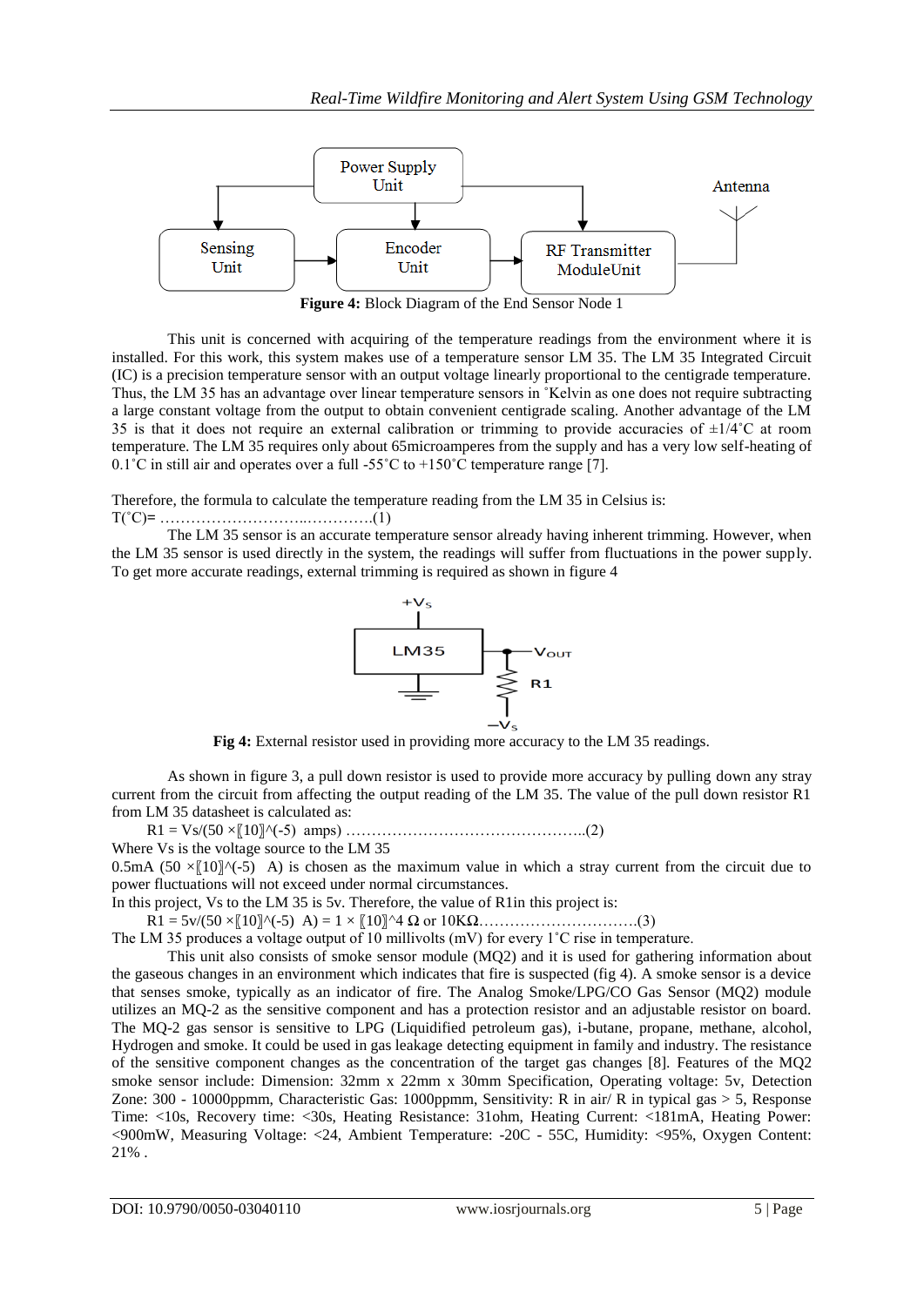**Figure 4:** Block Diagram of the End Sensor Node 1

This unit is concerned with acquiring of the temperature readings from the environment where it is installed. For this work, this system makes use of a temperature sensor LM 35. The LM 35 Integrated Circuit (IC) is a precision temperature sensor with an output voltage linearly proportional to the centigrade temperature. Thus, the LM 35 has an advantage over linear temperature sensors in ˚Kelvin as one does not require subtracting a large constant voltage from the output to obtain convenient centigrade scaling. Another advantage of the LM 35 is that it does not require an external calibration or trimming to provide accuracies of ±1/4˚C at room temperature. The LM 35 requires only about 65microamperes from the supply and has a very low self-heating of 0.1˚C in still air and operates over a full -55˚C to +150˚C temperature range [7].

Therefore, the formula to calculate the temperature reading from the LM 35 in Celsius is:
T(˚C)= ………………………..………….(1)

The LM 35 sensor is an accurate temperature sensor already having inherent trimming. However, when the LM 35 sensor is used directly in the system, the readings will suffer from fluctuations in the power supply. To get more accurate readings, external trimming is required as shown in figure 4

**Fig 4:** External resistor used in providing more accuracy to the LM 35 readings.

As shown in figure 3, a pull down resistor is used to provide more accuracy by pulling down any stray current from the circuit from affecting the output reading of the LM 35. The value of the pull down resistor R1 from LM 35 datasheet is calculated as:

$R1 = Vs/(50 \times 10^{-5}$ amps) ………………………………………..(2)

Where Vs is the voltage source to the LM 35

0.5mA ($50 \times 10^{-5}$ A) is chosen as the maximum value in which a stray current from the circuit due to power fluctuations will not exceed under normal circumstances.

In this project, Vs to the LM 35 is 5v. Therefore, the value of R1in this project is:

$R1 = 5v/(50 \times 10^{-5}$ A) $= 1 \times 10^{4}\ \Omega$ or 10KΩ………………………….(3)

The LM 35 produces a voltage output of 10 millivolts (mV) for every 1˚C rise in temperature.

This unit also consists of smoke sensor module (MQ2) and it is used for gathering information about the gaseous changes in an environment which indicates that fire is suspected (fig 4). A smoke sensor is a device that senses smoke, typically as an indicator of fire. The Analog Smoke/LPG/CO Gas Sensor (MQ2) module utilizes an MQ-2 as the sensitive component and has a protection resistor and an adjustable resistor on board. The MQ-2 gas sensor is sensitive to LPG (Liquidified petroleum gas), i-butane, propane, methane, alcohol, Hydrogen and smoke. It could be used in gas leakage detecting equipment in family and industry. The resistance of the sensitive component changes as the concentration of the target gas changes [8]. Features of the MQ2 smoke sensor include: Dimension: 32mm x 22mm x 30mm Specification, Operating voltage: 5v, Detection Zone: 300 - 10000ppmm, Characteristic Gas: 1000ppmm, Sensitivity: R in air/ R in typical gas > 5, Response Time: <10s, Recovery time: <30s, Heating Resistance: 31ohm, Heating Current: <181mA, Heating Power: <900mW, Measuring Voltage: <24, Ambient Temperature: -20C - 55C, Humidity: <95%, Oxygen Content: 21% .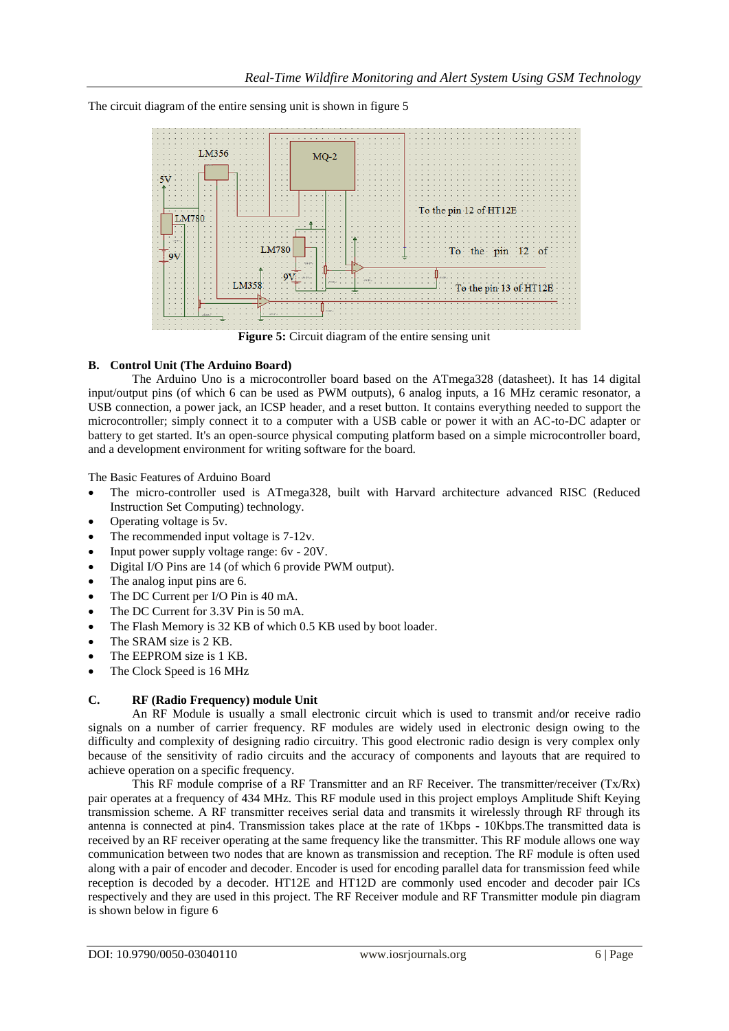The circuit diagram of the entire sensing unit is shown in figure 5

**Figure 5:** Circuit diagram of the entire sensing unit

### B. Control Unit (The Arduino Board)

The Arduino Uno is a microcontroller board based on the ATmega328 (datasheet). It has 14 digital input/output pins (of which 6 can be used as PWM outputs), 6 analog inputs, a 16 MHz ceramic resonator, a USB connection, a power jack, an ICSP header, and a reset button. It contains everything needed to support the microcontroller; simply connect it to a computer with a USB cable or power it with an AC-to-DC adapter or battery to get started. It's an open-source physical computing platform based on a simple microcontroller board, and a development environment for writing software for the board.

The Basic Features of Arduino Board

- The micro-controller used is ATmega328, built with Harvard architecture advanced RISC (Reduced Instruction Set Computing) technology.
- Operating voltage is 5v.
- The recommended input voltage is 7-12v.
- Input power supply voltage range: 6v - 20V.
- Digital I/O Pins are 14 (of which 6 provide PWM output).
- The analog input pins are 6.
- The DC Current per I/O Pin is 40 mA.
- The DC Current for 3.3V Pin is 50 mA.
- The Flash Memory is 32 KB of which 0.5 KB used by boot loader.
- The SRAM size is 2 KB.
- The EEPROM size is 1 KB.
- The Clock Speed is 16 MHz

### C. RF (Radio Frequency) module Unit

An RF Module is usually a small electronic circuit which is used to transmit and/or receive radio signals on a number of carrier frequency. RF modules are widely used in electronic design owing to the difficulty and complexity of designing radio circuitry. This good electronic radio design is very complex only because of the sensitivity of radio circuits and the accuracy of components and layouts that are required to achieve operation on a specific frequency.

This RF module comprise of a RF Transmitter and an RF Receiver. The transmitter/receiver (Tx/Rx) pair operates at a frequency of 434 MHz. This RF module used in this project employs Amplitude Shift Keying transmission scheme. A RF transmitter receives serial data and transmits it wirelessly through RF through its antenna is connected at pin4. Transmission takes place at the rate of 1Kbps - 10Kbps.The transmitted data is received by an RF receiver operating at the same frequency like the transmitter. This RF module allows one way communication between two nodes that are known as transmission and reception. The RF module is often used along with a pair of encoder and decoder. Encoder is used for encoding parallel data for transmission feed while reception is decoded by a decoder. HT12E and HT12D are commonly used encoder and decoder pair ICs respectively and they are used in this project. The RF Receiver module and RF Transmitter module pin diagram is shown below in figure 6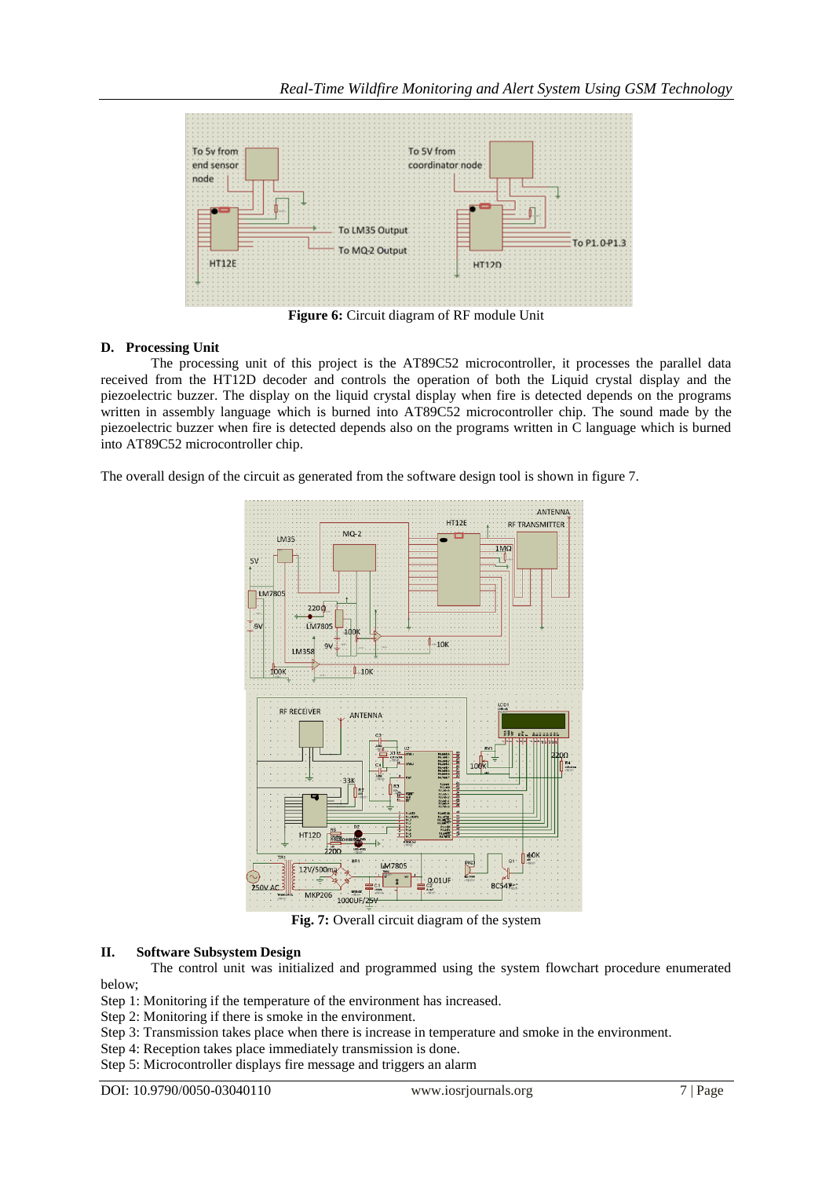**Figure 6:** Circuit diagram of RF module Unit

### D. Processing Unit

The processing unit of this project is the AT89C52 microcontroller, it processes the parallel data received from the HT12D decoder and controls the operation of both the Liquid crystal display and the piezoelectric buzzer. The display on the liquid crystal display when fire is detected depends on the programs written in assembly language which is burned into AT89C52 microcontroller chip. The sound made by the piezoelectric buzzer when fire is detected depends also on the programs written in C language which is burned into AT89C52 microcontroller chip.

The overall design of the circuit as generated from the software design tool is shown in figure 7.

**Fig. 7:** Overall circuit diagram of the system

## II. Software Subsystem Design

The control unit was initialized and programmed using the system flowchart procedure enumerated below;

Step 1: Monitoring if the temperature of the environment has increased.
Step 2: Monitoring if there is smoke in the environment.
Step 3: Transmission takes place when there is increase in temperature and smoke in the environment.
Step 4: Reception takes place immediately transmission is done.
Step 5: Microcontroller displays fire message and triggers an alarm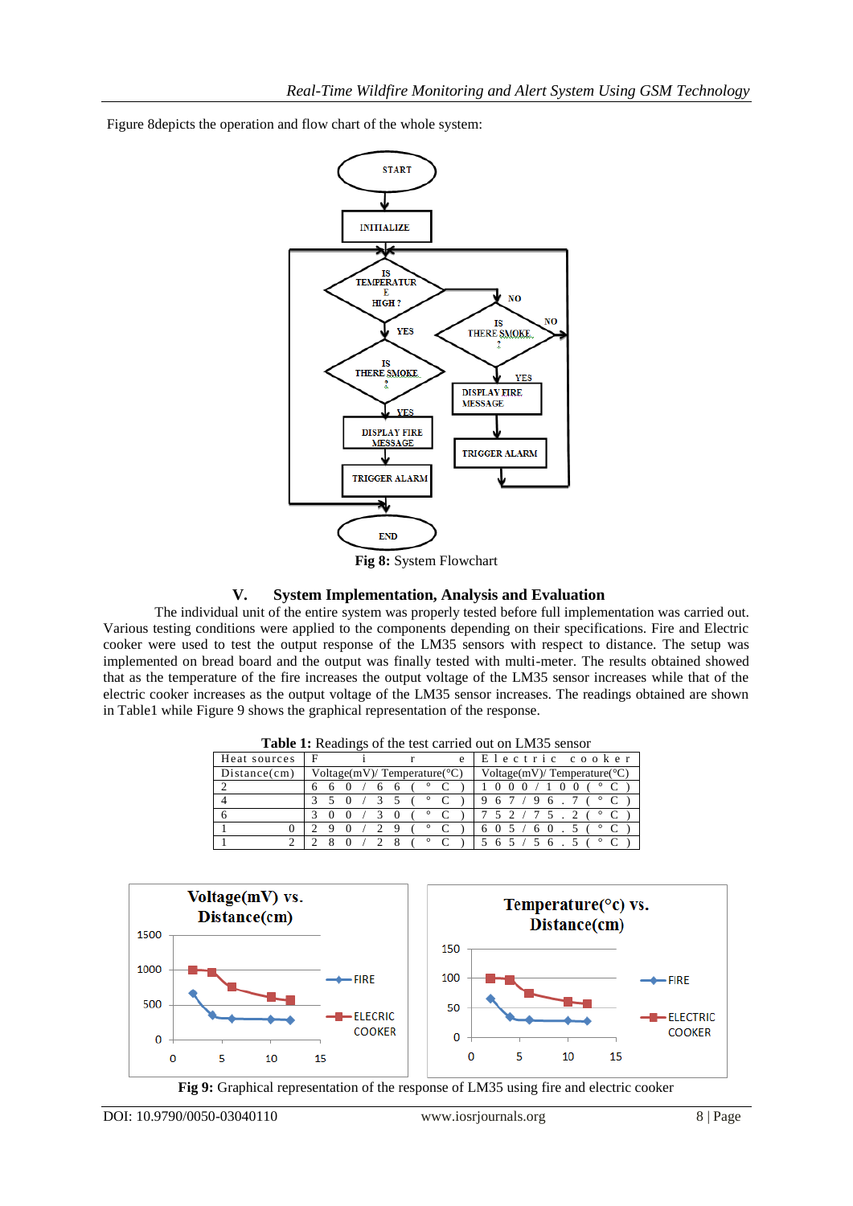Figure 8depicts the operation and flow chart of the whole system:

**Fig 8:** System Flowchart

## V. System Implementation, Analysis and Evaluation

The individual unit of the entire system was properly tested before full implementation was carried out. Various testing conditions were applied to the components depending on their specifications. Fire and Electric cooker were used to test the output response of the LM35 sensors with respect to distance. The setup was implemented on bread board and the output was finally tested with multi-meter. The results obtained showed that as the temperature of the fire increases the output voltage of the LM35 sensor increases while that of the electric cooker increases as the output voltage of the LM35 sensor increases. The readings obtained are shown in Table1 while Figure 9 shows the graphical representation of the response.

**Table 1:** Readings of the test carried out on LM35 sensor

| Heat sources | Fire | Electric cooker |
|---|---|---|
| Distance(cm) | Voltage(mV)/ Temperature(°C) | Voltage(mV)/ Temperature(°C) |
| 2 | 660/66(°C) | 1000/100(°C) |
| 4 | 350/35(°C) | 967/96.7(°C) |
| 6 | 300/30(°C) | 752/75.2(°C) |
| 10 | 290/29(°C) | 605/60.5(°C) |
| 12 | 280/28(°C) | 565/56.5(°C) |

**Fig 9:** Graphical representation of the response of LM35 using fire and electric cooker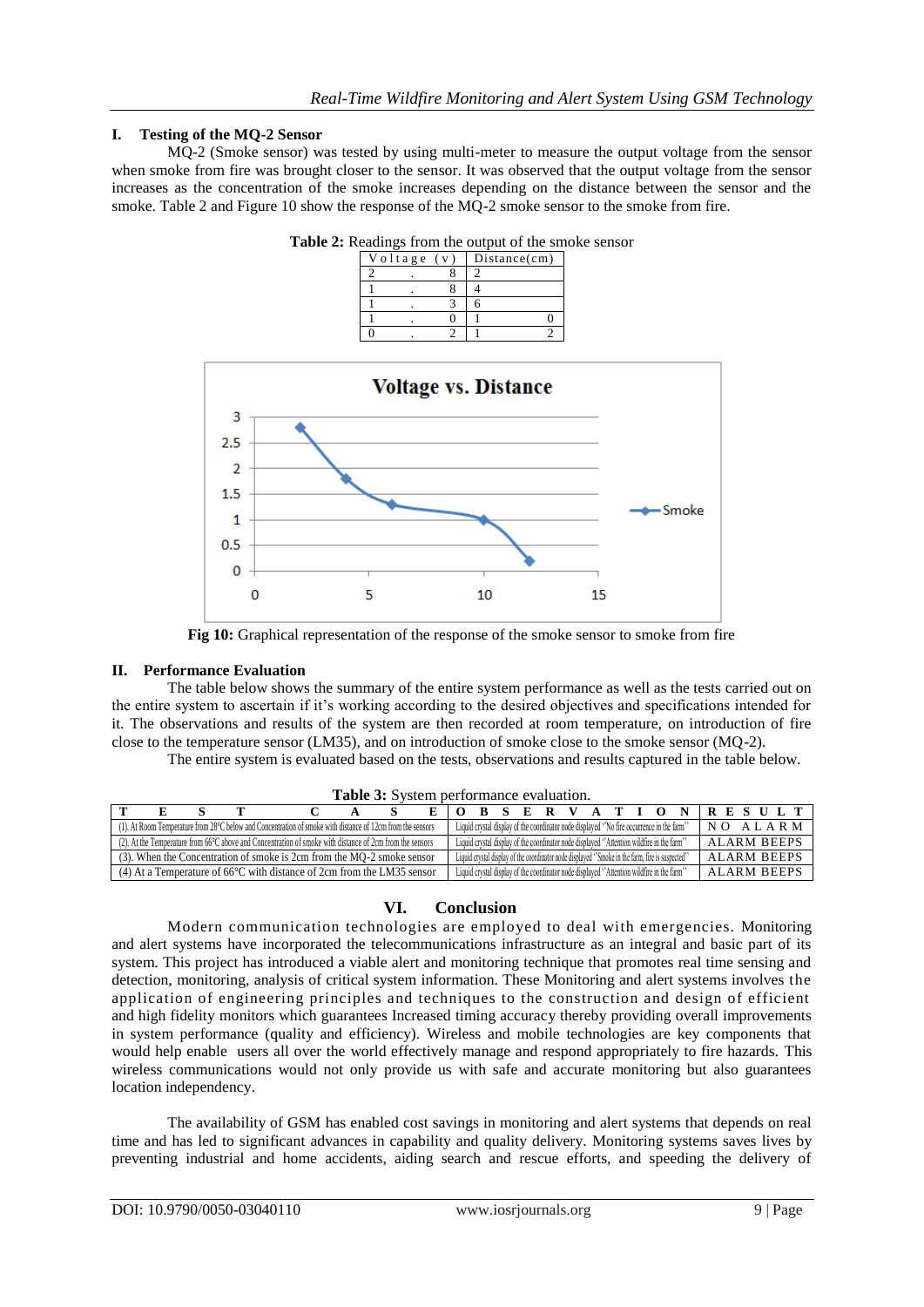### I. Testing of the MQ-2 Sensor

MQ-2 (Smoke sensor) was tested by using multi-meter to measure the output voltage from the sensor when smoke from fire was brought closer to the sensor. It was observed that the output voltage from the sensor increases as the concentration of the smoke increases depending on the distance between the sensor and the smoke. Table 2 and Figure 10 show the response of the MQ-2 smoke sensor to the smoke from fire.

**Table 2:** Readings from the output of the smoke sensor

| Voltage (v) | Distance(cm) |
|---|---|
| 2.8 | 2 |
| 1.8 | 4 |
| 1.3 | 6 |
| 1.0 | 10 |
| 0.2 | 12 |

**Fig 10:** Graphical representation of the response of the smoke sensor to smoke from fire

### II. Performance Evaluation

The table below shows the summary of the entire system performance as well as the tests carried out on the entire system to ascertain if it's working according to the desired objectives and specifications intended for it. The observations and results of the system are then recorded at room temperature, on introduction of fire close to the temperature sensor (LM35), and on introduction of smoke close to the smoke sensor (MQ-2).

The entire system is evaluated based on the tests, observations and results captured in the table below.

**Table 3:** System performance evaluation.

| TEST CASE | OBSERVATION | RESULT |
|---|---|---|
| (1). At Room Temperature from 28°C below and Concentration of smoke with distance of 12cm from the sensors | Liquid crystal display of the coordinator node displayed "No fire occurrence in the farm" | NO ALARM |
| (2). At the Temperature from 66°C above and Concentration of smoke with distance of 2cm from the sensors | Liquid crystal display of the coordinator node displayed "Attention wildfire in the farm" | ALARM BEEPS |
| (3). When the Concentration of smoke is 2cm from the MQ-2 smoke sensor | Liquid crystal display of the coordinator node displayed "Smoke in the farm, fire is suspected" | ALARM BEEPS |
| (4) At a Temperature of 66°C with distance of 2cm from the LM35 sensor | Liquid crystal display of the coordinator node displayed "Attention wildfire in the farm" | ALARM BEEPS |

## VI. Conclusion

Modern communication technologies are employed to deal with emergencies. Monitoring and alert systems have incorporated the telecommunications infrastructure as an integral and basic part of its system. This project has introduced a viable alert and monitoring technique that promotes real time sensing and detection, monitoring, analysis of critical system information. These Monitoring and alert systems involves the application of engineering principles and techniques to the construction and design of efficient and high fidelity monitors which guarantees Increased timing accuracy thereby providing overall improvements in system performance (quality and efficiency). Wireless and mobile technologies are key components that would help enable users all over the world effectively manage and respond appropriately to fire hazards. This wireless communications would not only provide us with safe and accurate monitoring but also guarantees location independency.

The availability of GSM has enabled cost savings in monitoring and alert systems that depends on real time and has led to significant advances in capability and quality delivery. Monitoring systems saves lives by preventing industrial and home accidents, aiding search and rescue efforts, and speeding the delivery of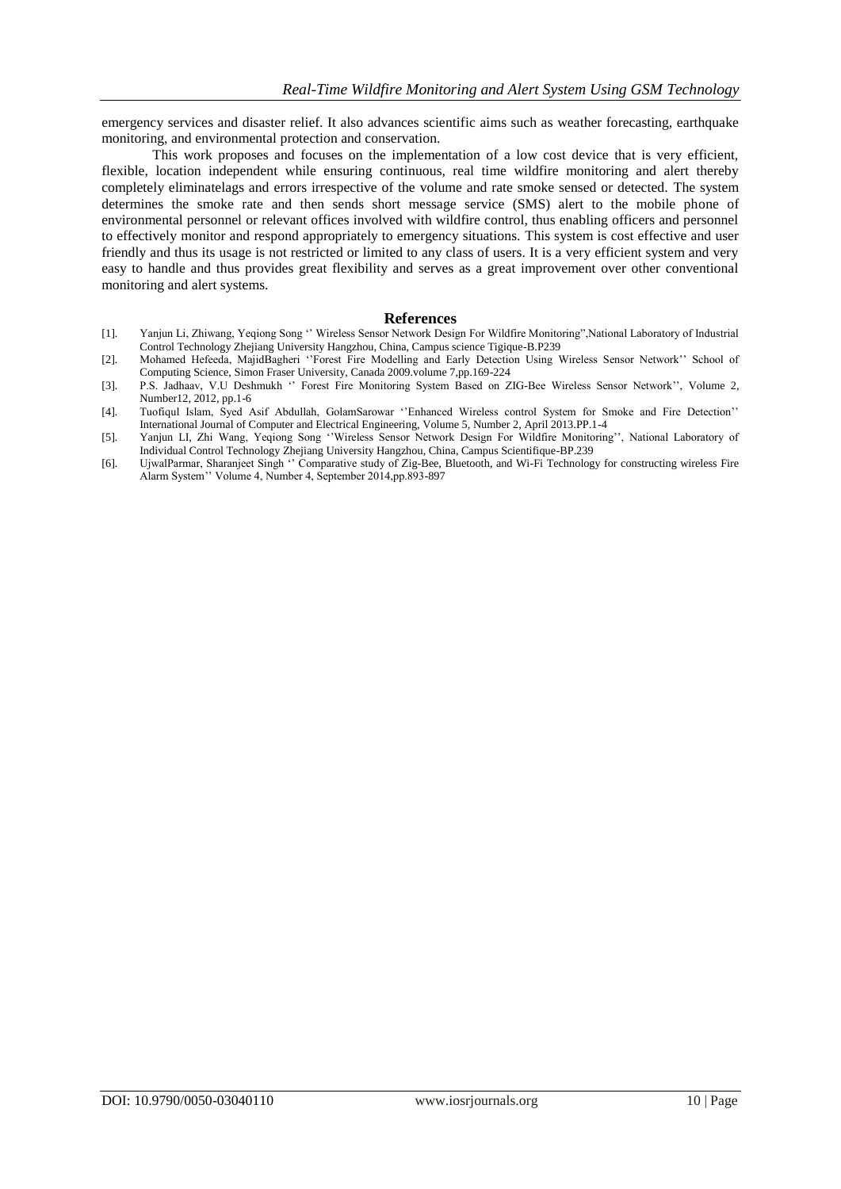emergency services and disaster relief. It also advances scientific aims such as weather forecasting, earthquake monitoring, and environmental protection and conservation.

This work proposes and focuses on the implementation of a low cost device that is very efficient, flexible, location independent while ensuring continuous, real time wildfire monitoring and alert thereby completely eliminatelags and errors irrespective of the volume and rate smoke sensed or detected. The system determines the smoke rate and then sends short message service (SMS) alert to the mobile phone of environmental personnel or relevant offices involved with wildfire control, thus enabling officers and personnel to effectively monitor and respond appropriately to emergency situations. This system is cost effective and user friendly and thus its usage is not restricted or limited to any class of users. It is a very efficient system and very easy to handle and thus provides great flexibility and serves as a great improvement over other conventional monitoring and alert systems.

## References

[1]. Yanjun Li, Zhiwang, Yeqiong Song '' Wireless Sensor Network Design For Wildfire Monitoring",National Laboratory of Industrial Control Technology Zhejiang University Hangzhou, China, Campus science Tigique-B.P239

[2]. Mohamed Hefeeda, MajidBagheri ''Forest Fire Modelling and Early Detection Using Wireless Sensor Network'' School of Computing Science, Simon Fraser University, Canada 2009.volume 7,pp.169-224

[3]. P.S. Jadhaav, V.U Deshmukh '' Forest Fire Monitoring System Based on ZIG-Bee Wireless Sensor Network'', Volume 2, Number12, 2012, pp.1-6

[4]. Tuofiqul Islam, Syed Asif Abdullah, GolamSarowar ''Enhanced Wireless control System for Smoke and Fire Detection'' International Journal of Computer and Electrical Engineering, Volume 5, Number 2, April 2013.PP.1-4

[5]. Yanjun LI, Zhi Wang, Yeqiong Song ''Wireless Sensor Network Design For Wildfire Monitoring'', National Laboratory of Individual Control Technology Zhejiang University Hangzhou, China, Campus Scientifique-BP.239

[6]. UjwalParmar, Sharanjeet Singh '' Comparative study of Zig-Bee, Bluetooth, and Wi-Fi Technology for constructing wireless Fire Alarm System'' Volume 4, Number 4, September 2014,pp.893-897